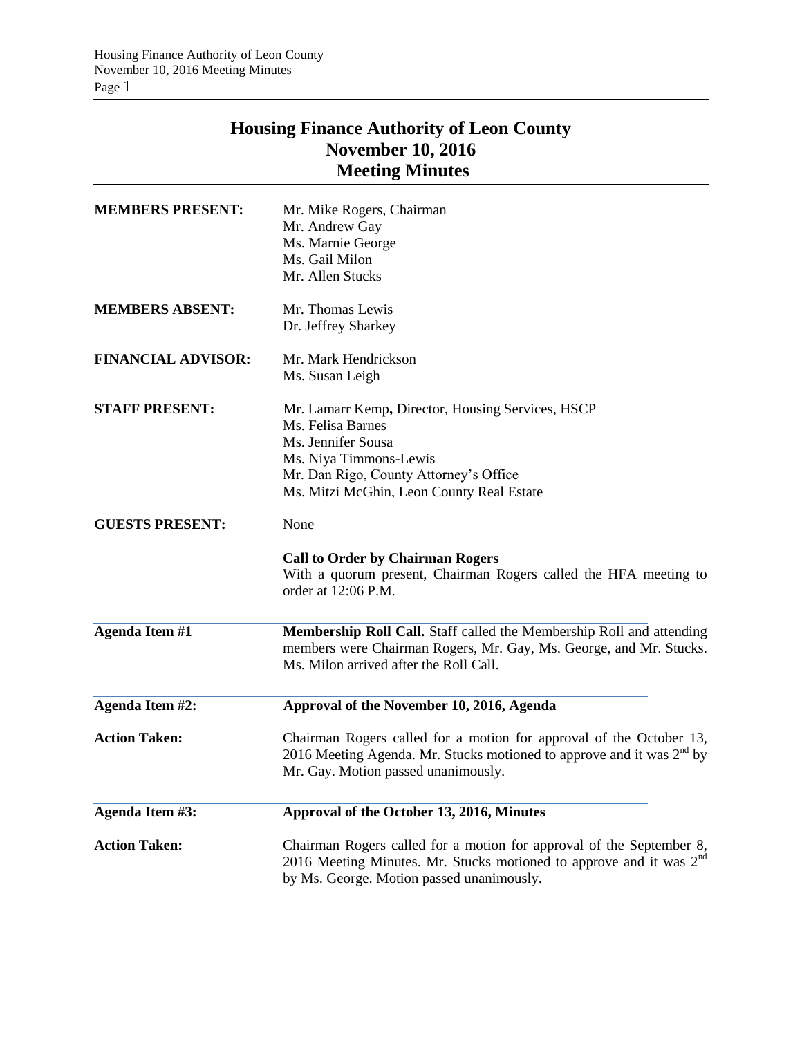# Housing Finance Authority of Leon County
## November 10, 2016
## Meeting Minutes

**MEMBERS PRESENT:** Mr. Mike Rogers, Chairman
Mr. Andrew Gay
Ms. Marnie George
Ms. Gail Milon
Mr. Allen Stucks

**MEMBERS ABSENT:** Mr. Thomas Lewis
Dr. Jeffrey Sharkey

**FINANCIAL ADVISOR:** Mr. Mark Hendrickson
Ms. Susan Leigh

**STAFF PRESENT:** Mr. Lamarr Kemp**,** Director, Housing Services, HSCP
Ms. Felisa Barnes
Ms. Jennifer Sousa
Ms. Niya Timmons-Lewis
Mr. Dan Rigo, County Attorney's Office
Ms. Mitzi McGhin, Leon County Real Estate

**GUESTS PRESENT:** None

**Call to Order by Chairman Rogers**
With a quorum present, Chairman Rogers called the HFA meeting to order at 12:06 P.M.

**Agenda Item #1** — **Membership Roll Call.** Staff called the Membership Roll and attending members were Chairman Rogers, Mr. Gay, Ms. George, and Mr. Stucks. Ms. Milon arrived after the Roll Call.

**Agenda Item #2:** **Approval of the November 10, 2016, Agenda**

**Action Taken:** Chairman Rogers called for a motion for approval of the October 13, 2016 Meeting Agenda. Mr. Stucks motioned to approve and it was 2nd by Mr. Gay. Motion passed unanimously.

**Agenda Item #3:** **Approval of the October 13, 2016, Minutes**

**Action Taken:** Chairman Rogers called for a motion for approval of the September 8, 2016 Meeting Minutes. Mr. Stucks motioned to approve and it was 2nd by Ms. George. Motion passed unanimously.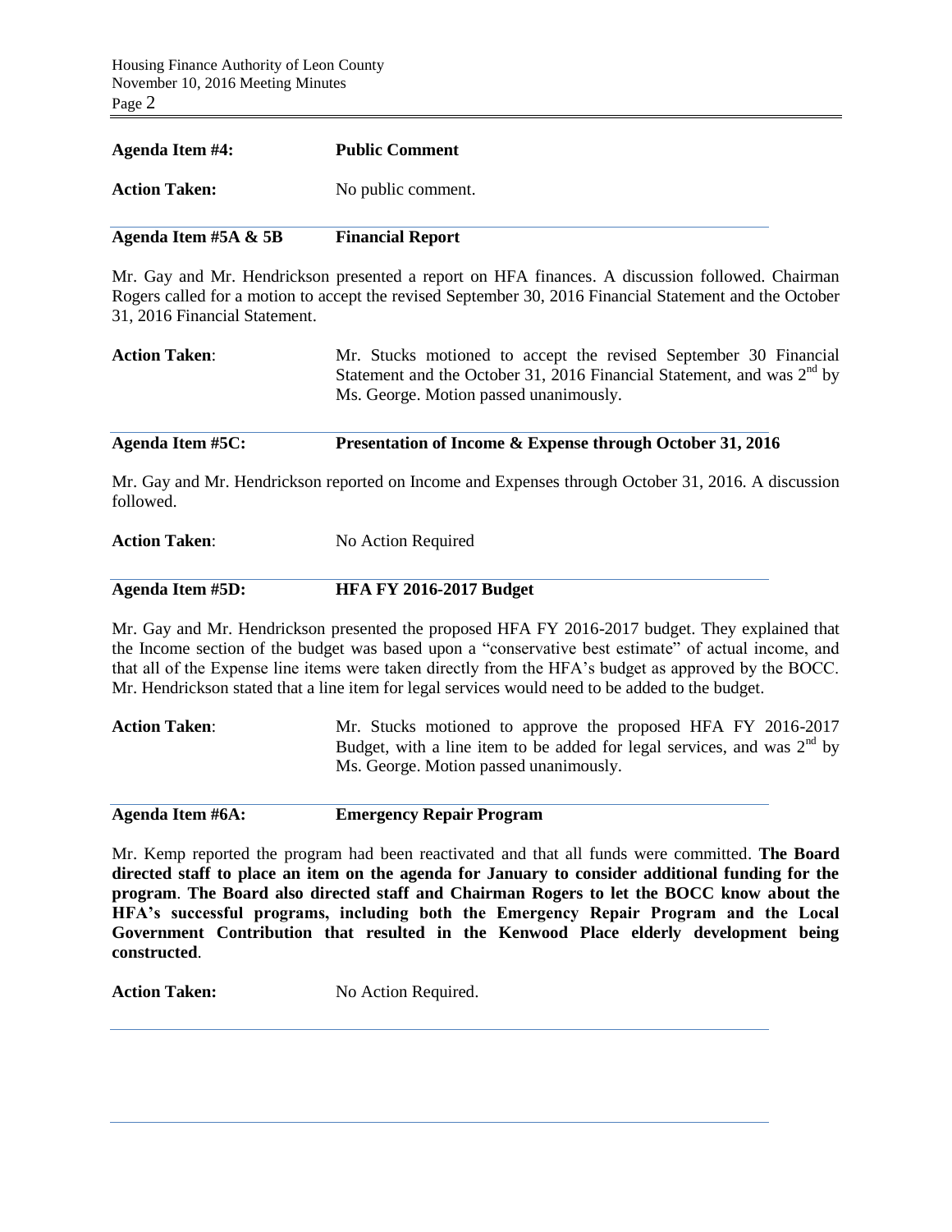**Agenda Item #4:** **Public Comment**

**Action Taken:** No public comment.

---

**Agenda Item #5A & 5B** **Financial Report**

Mr. Gay and Mr. Hendrickson presented a report on HFA finances. A discussion followed. Chairman Rogers called for a motion to accept the revised September 30, 2016 Financial Statement and the October 31, 2016 Financial Statement.

**Action Taken**: Mr. Stucks motioned to accept the revised September 30 Financial Statement and the October 31, 2016 Financial Statement, and was 2nd by Ms. George. Motion passed unanimously.

---

**Agenda Item #5C:** **Presentation of Income & Expense through October 31, 2016**

Mr. Gay and Mr. Hendrickson reported on Income and Expenses through October 31, 2016. A discussion followed.

**Action Taken**: No Action Required

---

**Agenda Item #5D:** **HFA FY 2016-2017 Budget**

Mr. Gay and Mr. Hendrickson presented the proposed HFA FY 2016-2017 budget. They explained that the Income section of the budget was based upon a "conservative best estimate" of actual income, and that all of the Expense line items were taken directly from the HFA's budget as approved by the BOCC. Mr. Hendrickson stated that a line item for legal services would need to be added to the budget.

**Action Taken**: Mr. Stucks motioned to approve the proposed HFA FY 2016-2017 Budget, with a line item to be added for legal services, and was 2nd by Ms. George. Motion passed unanimously.

---

**Agenda Item #6A:** **Emergency Repair Program**

Mr. Kemp reported the program had been reactivated and that all funds were committed. **The Board directed staff to place an item on the agenda for January to consider additional funding for the program**. **The Board also directed staff and Chairman Rogers to let the BOCC know about the HFA's successful programs, including both the Emergency Repair Program and the Local Government Contribution that resulted in the Kenwood Place elderly development being constructed**.

**Action Taken:** No Action Required.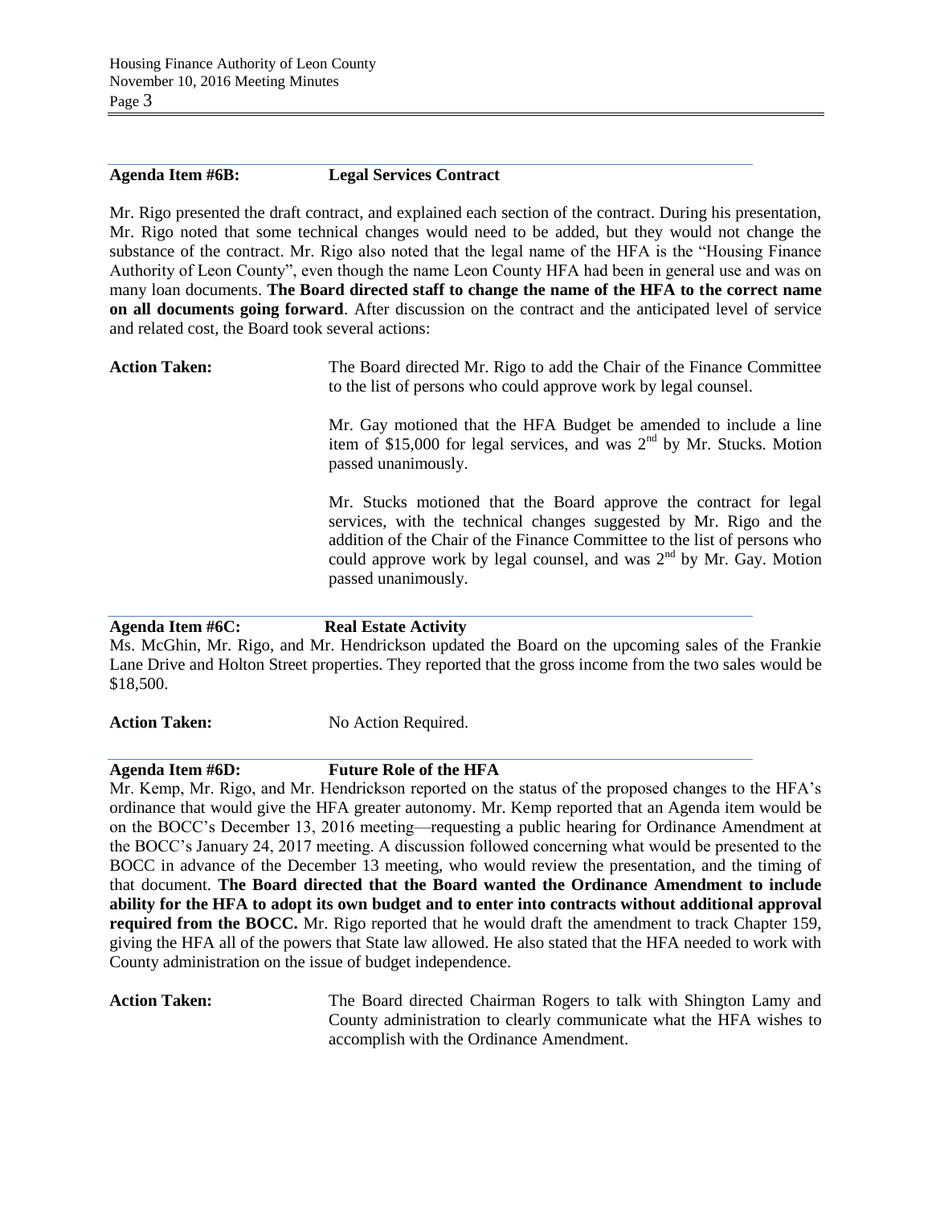**Agenda Item #6B: Legal Services Contract**

Mr. Rigo presented the draft contract, and explained each section of the contract. During his presentation, Mr. Rigo noted that some technical changes would need to be added, but they would not change the substance of the contract. Mr. Rigo also noted that the legal name of the HFA is the "Housing Finance Authority of Leon County", even though the name Leon County HFA had been in general use and was on many loan documents. **The Board directed staff to change the name of the HFA to the correct name on all documents going forward**. After discussion on the contract and the anticipated level of service and related cost, the Board took several actions:

**Action Taken:** The Board directed Mr. Rigo to add the Chair of the Finance Committee to the list of persons who could approve work by legal counsel.

Mr. Gay motioned that the HFA Budget be amended to include a line item of $15,000 for legal services, and was 2nd by Mr. Stucks. Motion passed unanimously.

Mr. Stucks motioned that the Board approve the contract for legal services, with the technical changes suggested by Mr. Rigo and the addition of the Chair of the Finance Committee to the list of persons who could approve work by legal counsel, and was 2nd by Mr. Gay. Motion passed unanimously.

**Agenda Item #6C: Real Estate Activity**

Ms. McGhin, Mr. Rigo, and Mr. Hendrickson updated the Board on the upcoming sales of the Frankie Lane Drive and Holton Street properties. They reported that the gross income from the two sales would be $18,500.

**Action Taken:** No Action Required.

**Agenda Item #6D: Future Role of the HFA**

Mr. Kemp, Mr. Rigo, and Mr. Hendrickson reported on the status of the proposed changes to the HFA's ordinance that would give the HFA greater autonomy. Mr. Kemp reported that an Agenda item would be on the BOCC's December 13, 2016 meeting—requesting a public hearing for Ordinance Amendment at the BOCC's January 24, 2017 meeting. A discussion followed concerning what would be presented to the BOCC in advance of the December 13 meeting, who would review the presentation, and the timing of that document. **The Board directed that the Board wanted the Ordinance Amendment to include ability for the HFA to adopt its own budget and to enter into contracts without additional approval required from the BOCC.** Mr. Rigo reported that he would draft the amendment to track Chapter 159, giving the HFA all of the powers that State law allowed. He also stated that the HFA needed to work with County administration on the issue of budget independence.

**Action Taken:** The Board directed Chairman Rogers to talk with Shington Lamy and County administration to clearly communicate what the HFA wishes to accomplish with the Ordinance Amendment.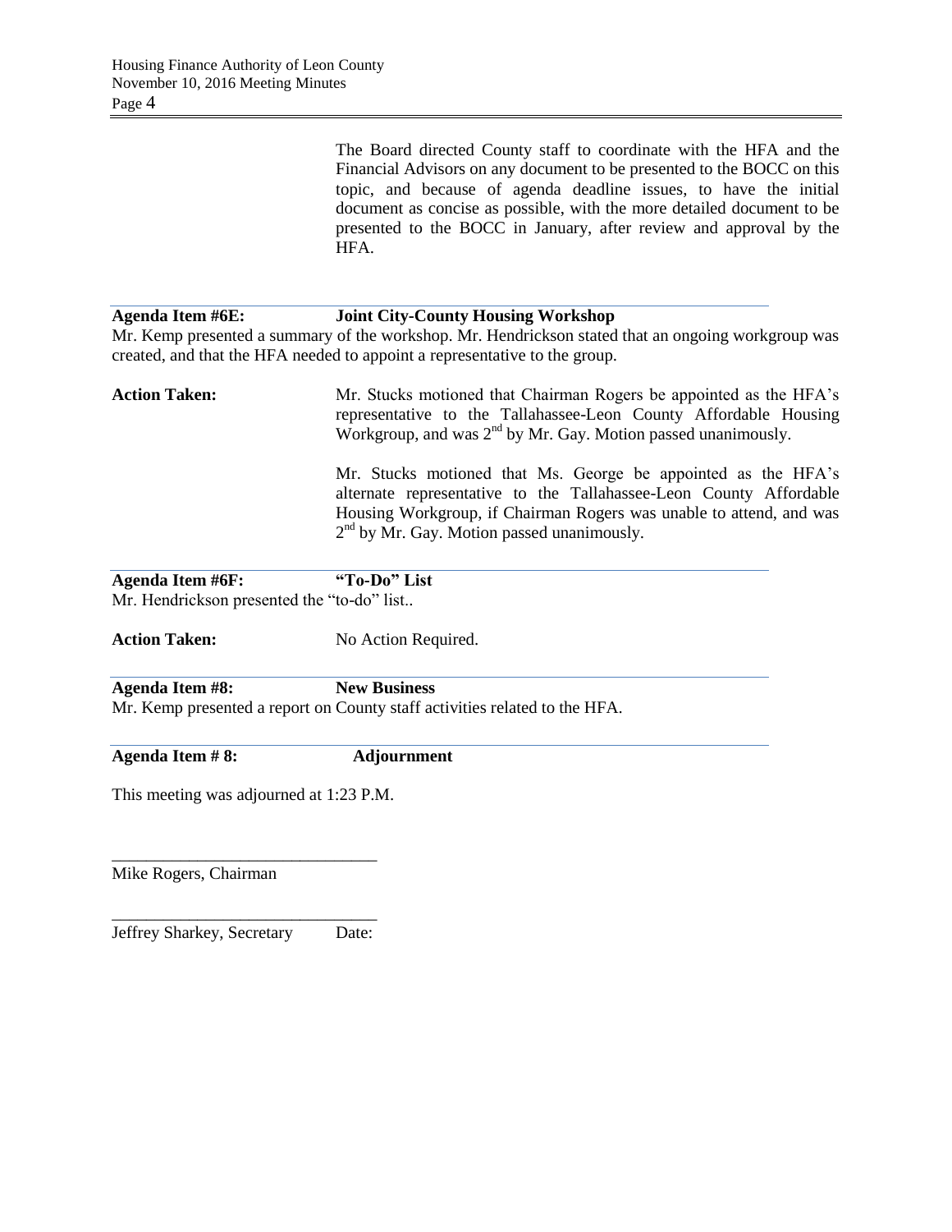The Board directed County staff to coordinate with the HFA and the Financial Advisors on any document to be presented to the BOCC on this topic, and because of agenda deadline issues, to have the initial document as concise as possible, with the more detailed document to be presented to the BOCC in January, after review and approval by the HFA.

**Agenda Item #6E:** **Joint City-County Housing Workshop**

Mr. Kemp presented a summary of the workshop. Mr. Hendrickson stated that an ongoing workgroup was created, and that the HFA needed to appoint a representative to the group.

**Action Taken:** Mr. Stucks motioned that Chairman Rogers be appointed as the HFA's representative to the Tallahassee-Leon County Affordable Housing Workgroup, and was 2nd by Mr. Gay. Motion passed unanimously.

Mr. Stucks motioned that Ms. George be appointed as the HFA's alternate representative to the Tallahassee-Leon County Affordable Housing Workgroup, if Chairman Rogers was unable to attend, and was 2nd by Mr. Gay. Motion passed unanimously.

**Agenda Item #6F:** **"To-Do" List**

Mr. Hendrickson presented the "to-do" list..

**Action Taken:** No Action Required.

**Agenda Item #8:** **New Business**

Mr. Kemp presented a report on County staff activities related to the HFA.

**Agenda Item # 8:** **Adjournment**

This meeting was adjourned at 1:23 P.M.

\_\_\_\_\_\_\_\_\_\_\_\_\_\_\_\_\_\_\_\_\_\_\_\_\_\_\_\_\_\_\_

Mike Rogers, Chairman

\_\_\_\_\_\_\_\_\_\_\_\_\_\_\_\_\_\_\_\_\_\_\_\_\_\_\_\_\_\_\_

Jeffrey Sharkey, Secretary Date: